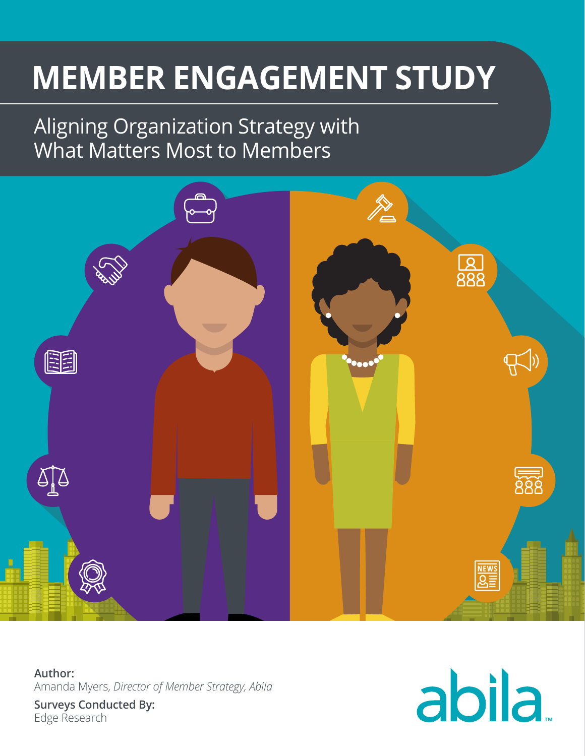# MEMBER ENGAGEMENT STUDY

## Aligning Organization Strategy with What Matters Most to Members

**Author:**
Amanda Myers, *Director of Member Strategy, Abila*

**Surveys Conducted By:**
Edge Research

abila™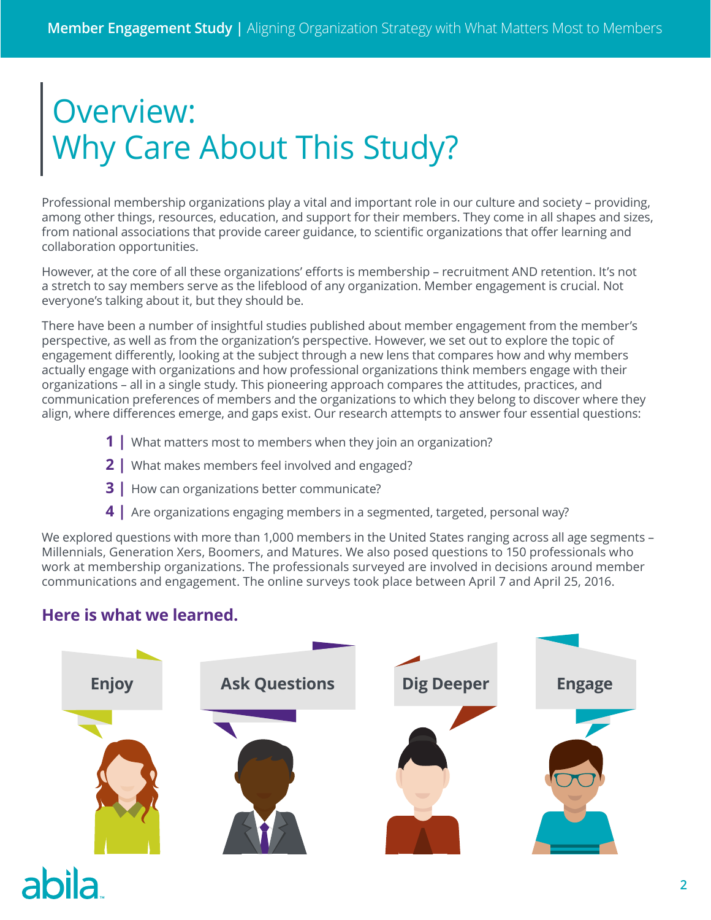# Overview: Why Care About This Study?

Professional membership organizations play a vital and important role in our culture and society – providing, among other things, resources, education, and support for their members. They come in all shapes and sizes, from national associations that provide career guidance, to scientific organizations that offer learning and collaboration opportunities.

However, at the core of all these organizations' efforts is membership – recruitment AND retention. It's not a stretch to say members serve as the lifeblood of any organization. Member engagement is crucial. Not everyone's talking about it, but they should be.

There have been a number of insightful studies published about member engagement from the member's perspective, as well as from the organization's perspective. However, we set out to explore the topic of engagement differently, looking at the subject through a new lens that compares how and why members actually engage with organizations and how professional organizations think members engage with their organizations – all in a single study. This pioneering approach compares the attitudes, practices, and communication preferences of members and the organizations to which they belong to discover where they align, where differences emerge, and gaps exist. Our research attempts to answer four essential questions:

**1 |** What matters most to members when they join an organization?

**2 |** What makes members feel involved and engaged?

**3 |** How can organizations better communicate?

**4 |** Are organizations engaging members in a segmented, targeted, personal way?

We explored questions with more than 1,000 members in the United States ranging across all age segments – Millennials, Generation Xers, Boomers, and Matures. We also posed questions to 150 professionals who work at membership organizations. The professionals surveyed are involved in decisions around member communications and engagement. The online surveys took place between April 7 and April 25, 2016.

## Here is what we learned.

Enjoy

Ask Questions

Dig Deeper

Engage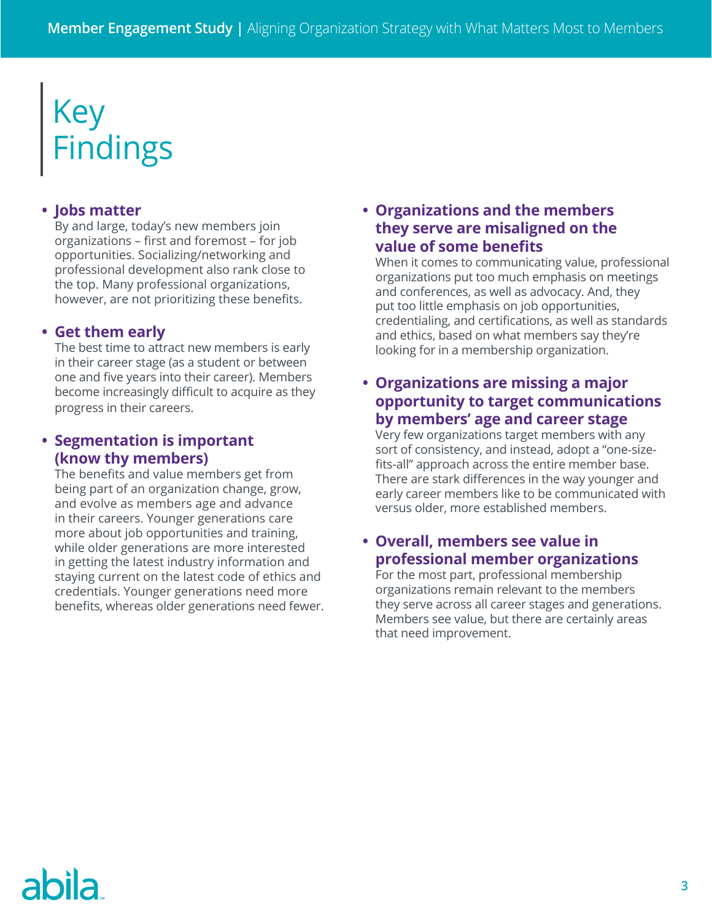# Key Findings

- **Jobs matter**
  By and large, today's new members join organizations – first and foremost – for job opportunities. Socializing/networking and professional development also rank close to the top. Many professional organizations, however, are not prioritizing these benefits.

- **Get them early**
  The best time to attract new members is early in their career stage (as a student or between one and five years into their career). Members become increasingly difficult to acquire as they progress in their careers.

- **Segmentation is important (know thy members)**
  The benefits and value members get from being part of an organization change, grow, and evolve as members age and advance in their careers. Younger generations care more about job opportunities and training, while older generations are more interested in getting the latest industry information and staying current on the latest code of ethics and credentials. Younger generations need more benefits, whereas older generations need fewer.

- **Organizations and the members they serve are misaligned on the value of some benefits**
  When it comes to communicating value, professional organizations put too much emphasis on meetings and conferences, as well as advocacy. And, they put too little emphasis on job opportunities, credentialing, and certifications, as well as standards and ethics, based on what members say they're looking for in a membership organization.

- **Organizations are missing a major opportunity to target communications by members' age and career stage**
  Very few organizations target members with any sort of consistency, and instead, adopt a "one-size-fits-all" approach across the entire member base. There are stark differences in the way younger and early career members like to be communicated with versus older, more established members.

- **Overall, members see value in professional member organizations**
  For the most part, professional membership organizations remain relevant to the members they serve across all career stages and generations. Members see value, but there are certainly areas that need improvement.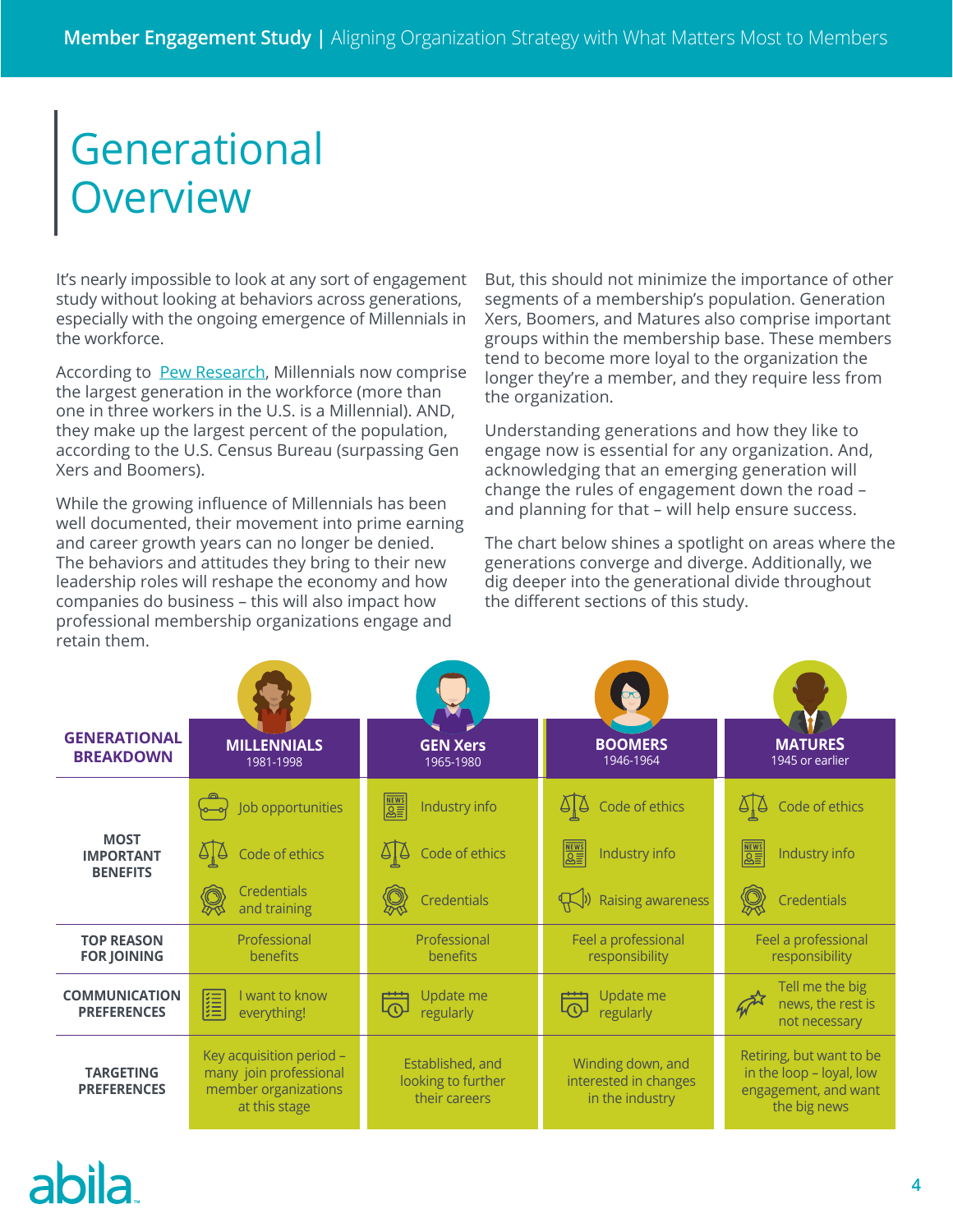# Generational Overview

It's nearly impossible to look at any sort of engagement study without looking at behaviors across generations, especially with the ongoing emergence of Millennials in the workforce.

According to Pew Research, Millennials now comprise the largest generation in the workforce (more than one in three workers in the U.S. is a Millennial). AND, they make up the largest percent of the population, according to the U.S. Census Bureau (surpassing Gen Xers and Boomers).

While the growing influence of Millennials has been well documented, their movement into prime earning and career growth years can no longer be denied. The behaviors and attitudes they bring to their new leadership roles will reshape the economy and how companies do business – this will also impact how professional membership organizations engage and retain them.

But, this should not minimize the importance of other segments of a membership's population. Generation Xers, Boomers, and Matures also comprise important groups within the membership base. These members tend to become more loyal to the organization the longer they're a member, and they require less from the organization.

Understanding generations and how they like to engage now is essential for any organization. And, acknowledging that an emerging generation will change the rules of engagement down the road – and planning for that – will help ensure success.

The chart below shines a spotlight on areas where the generations converge and diverge. Additionally, we dig deeper into the generational divide throughout the different sections of this study.

| GENERATIONAL BREAKDOWN | MILLENNIALS 1981-1998 | GEN Xers 1965-1980 | BOOMERS 1946-1964 | MATURES 1945 or earlier |
|---|---|---|---|---|
| MOST IMPORTANT BENEFITS | Job opportunities<br>Code of ethics<br>Credentials and training | Industry info<br>Code of ethics<br>Credentials | Code of ethics<br>Industry info<br>Raising awareness | Code of ethics<br>Industry info<br>Credentials |
| TOP REASON FOR JOINING | Professional benefits | Professional benefits | Feel a professional responsibility | Feel a professional responsibility |
| COMMUNICATION PREFERENCES | I want to know everything! | Update me regularly | Update me regularly | Tell me the big news, the rest is not necessary |
| TARGETING PREFERENCES | Key acquisition period – many join professional member organizations at this stage | Established, and looking to further their careers | Winding down, and interested in changes in the industry | Retiring, but want to be in the loop – loyal, low engagement, and want the big news |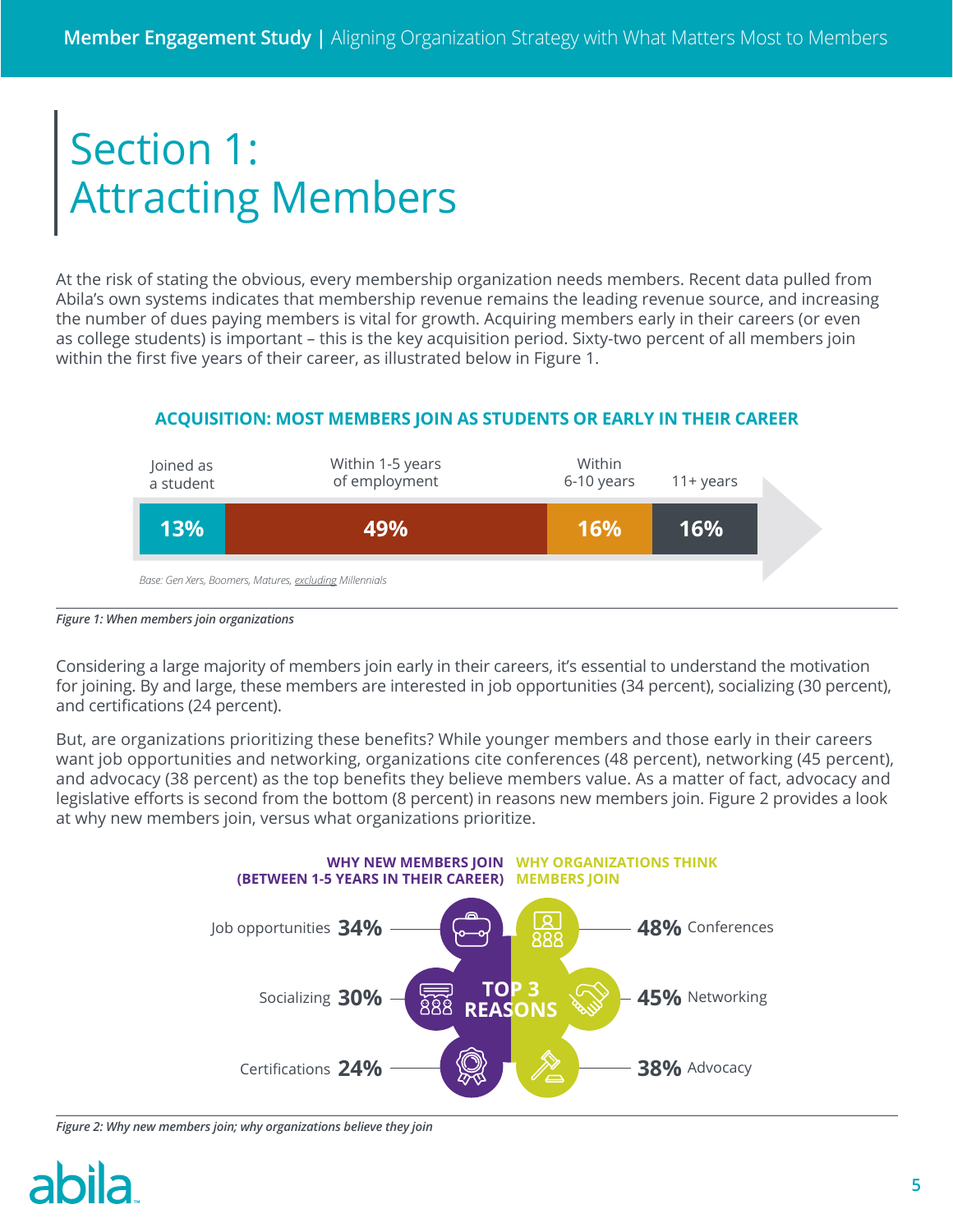# Section 1: Attracting Members

At the risk of stating the obvious, every membership organization needs members. Recent data pulled from Abila's own systems indicates that membership revenue remains the leading revenue source, and increasing the number of dues paying members is vital for growth. Acquiring members early in their careers (or even as college students) is important – this is the key acquisition period. Sixty-two percent of all members join within the first five years of their career, as illustrated below in Figure 1.

**ACQUISITION: MOST MEMBERS JOIN AS STUDENTS OR EARLY IN THEIR CAREER**

| Joined as a student | Within 1-5 years of employment | Within 6-10 years | 11+ years |
|---|---|---|---|
| 13% | 49% | 16% | 16% |

*Base: Gen Xers, Boomers, Matures, excluding Millennials*

***Figure 1: When members join organizations***

Considering a large majority of members join early in their careers, it's essential to understand the motivation for joining. By and large, these members are interested in job opportunities (34 percent), socializing (30 percent), and certifications (24 percent).

But, are organizations prioritizing these benefits? While younger members and those early in their careers want job opportunities and networking, organizations cite conferences (48 percent), networking (45 percent), and advocacy (38 percent) as the top benefits they believe members value. As a matter of fact, advocacy and legislative efforts is second from the bottom (8 percent) in reasons new members join. Figure 2 provides a look at why new members join, versus what organizations prioritize.

**TOP 3 REASONS**

| WHY NEW MEMBERS JOIN (BETWEEN 1-5 YEARS IN THEIR CAREER) | | WHY ORGANIZATIONS THINK MEMBERS JOIN | |
|---|---|---|---|
| Job opportunities | 34% | Conferences | 48% |
| Socializing | 30% | Networking | 45% |
| Certifications | 24% | Advocacy | 38% |

***Figure 2: Why new members join; why organizations believe they join***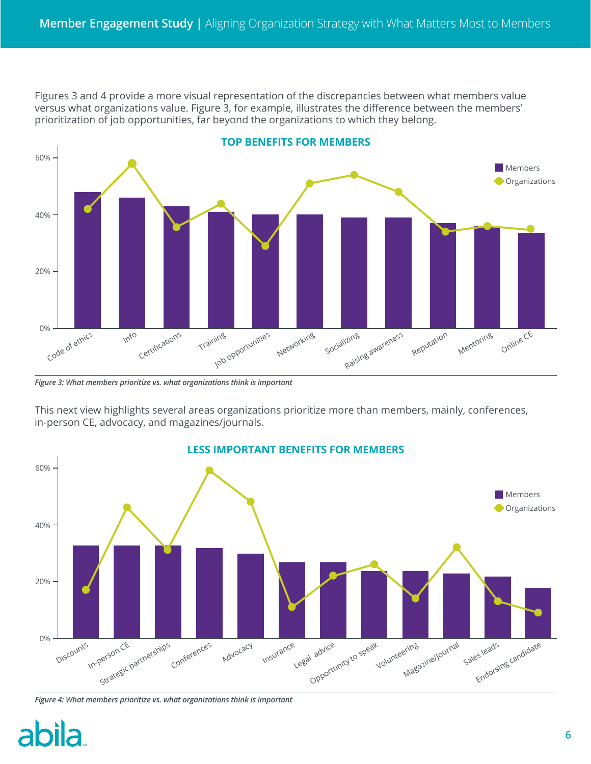Figures 3 and 4 provide a more visual representation of the discrepancies between what members value versus what organizations value. Figure 3, for example, illustrates the difference between the members' prioritization of job opportunities, far beyond the organizations to which they belong.

**TOP BENEFITS FOR MEMBERS**

*Figure 3: What members prioritize vs. what organizations think is important*

This next view highlights several areas organizations prioritize more than members, mainly, conferences, in-person CE, advocacy, and magazines/journals.

**LESS IMPORTANT BENEFITS FOR MEMBERS**

*Figure 4: What members prioritize vs. what organizations think is important*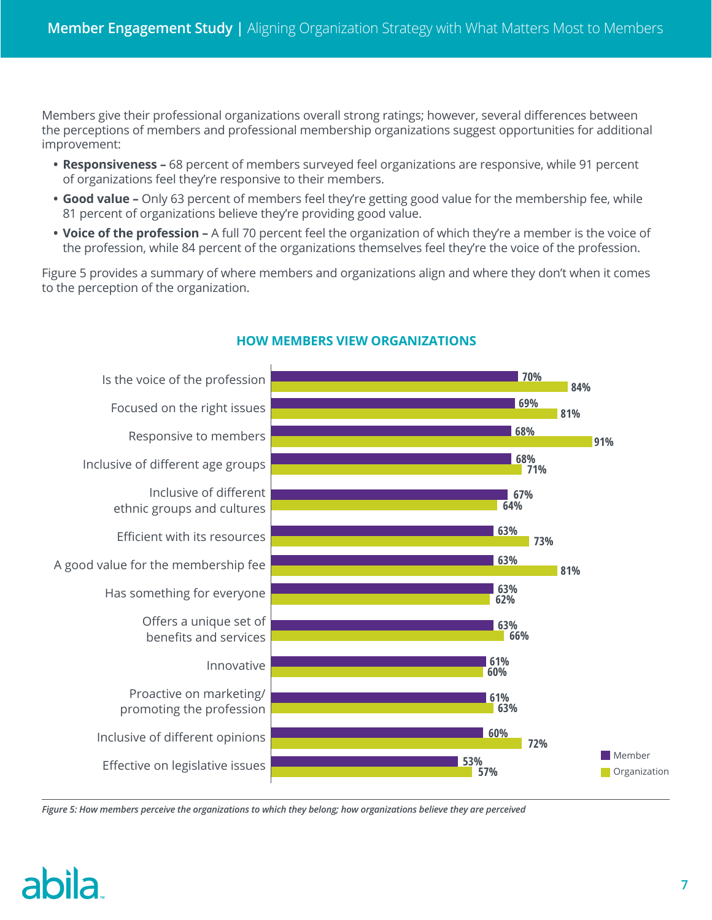Members give their professional organizations overall strong ratings; however, several differences between the perceptions of members and professional membership organizations suggest opportunities for additional improvement:

- **Responsiveness –** 68 percent of members surveyed feel organizations are responsive, while 91 percent of organizations feel they're responsive to their members.
- **Good value –** Only 63 percent of members feel they're getting good value for the membership fee, while 81 percent of organizations believe they're providing good value.
- **Voice of the profession –** A full 70 percent feel the organization of which they're a member is the voice of the profession, while 84 percent of the organizations themselves feel they're the voice of the profession.

Figure 5 provides a summary of where members and organizations align and where they don't when it comes to the perception of the organization.

### HOW MEMBERS VIEW ORGANIZATIONS

| | Member | Organization |
|---|---|---|
| Is the voice of the profession | 70% | 84% |
| Focused on the right issues | 69% | 81% |
| Responsive to members | 68% | 91% |
| Inclusive of different age groups | 68% | 71% |
| Inclusive of different ethnic groups and cultures | 67% | 64% |
| Efficient with its resources | 63% | 73% |
| A good value for the membership fee | 63% | 81% |
| Has something for everyone | 63% | 62% |
| Offers a unique set of benefits and services | 63% | 66% |
| Innovative | 61% | 60% |
| Proactive on marketing/ promoting the profession | 61% | 63% |
| Inclusive of different opinions | 60% | 72% |
| Effective on legislative issues | 53% | 57% |

*Figure 5: How members perceive the organizations to which they belong; how organizations believe they are perceived*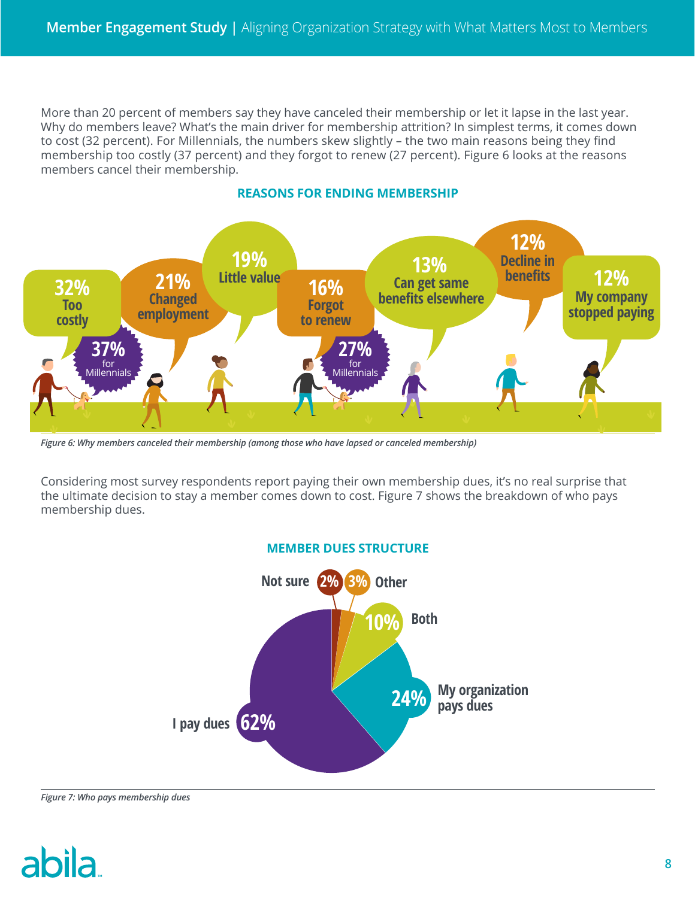More than 20 percent of members say they have canceled their membership or let it lapse in the last year. Why do members leave? What's the main driver for membership attrition? In simplest terms, it comes down to cost (32 percent). For Millennials, the numbers skew slightly – the two main reasons being they find membership too costly (37 percent) and they forgot to renew (27 percent). Figure 6 looks at the reasons members cancel their membership.

### REASONS FOR ENDING MEMBERSHIP

| Reason | All | Millennials |
|---|---|---|
| Too costly | 32% | 37% |
| Changed employment | 21% | |
| Little value | 19% | |
| Forgot to renew | 16% | 27% |
| Can get same benefits elsewhere | 13% | |
| Decline in benefits | 12% | |
| My company stopped paying | 12% | |

*Figure 6: Why members canceled their membership (among those who have lapsed or canceled membership)*

Considering most survey respondents report paying their own membership dues, it's no real surprise that the ultimate decision to stay a member comes down to cost. Figure 7 shows the breakdown of who pays membership dues.

### MEMBER DUES STRUCTURE

| Who pays | Percent |
|---|---|
| I pay dues | 62% |
| My organization pays dues | 24% |
| Both | 10% |
| Other | 3% |
| Not sure | 2% |

*Figure 7: Who pays membership dues*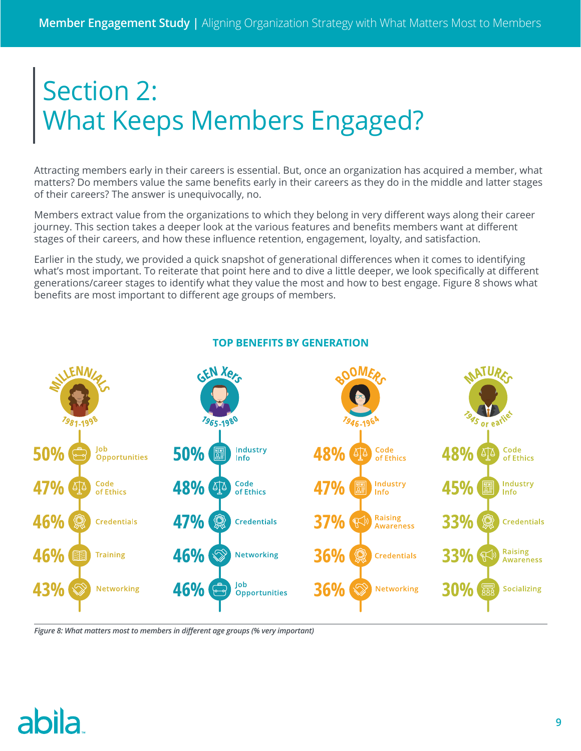# Section 2: What Keeps Members Engaged?

Attracting members early in their careers is essential. But, once an organization has acquired a member, what matters? Do members value the same benefits early in their careers as they do in the middle and latter stages of their careers? The answer is unequivocally, no.

Members extract value from the organizations to which they belong in very different ways along their career journey. This section takes a deeper look at the various features and benefits members want at different stages of their careers, and how these influence retention, engagement, loyalty, and satisfaction.

Earlier in the study, we provided a quick snapshot of generational differences when it comes to identifying what's most important. To reiterate that point here and to dive a little deeper, we look specifically at different generations/career stages to identify what they value the most and how to best engage. Figure 8 shows what benefits are most important to different age groups of members.

**TOP BENEFITS BY GENERATION**

| Millennials (1981-1998) | Gen Xers (1965-1980) | Boomers (1946-1964) | Matures (1945 or earlier) |
|---|---|---|---|
| 50% Job Opportunities | 50% Industry Info | 48% Code of Ethics | 48% Code of Ethics |
| 47% Code of Ethics | 48% Code of Ethics | 47% Industry Info | 45% Industry Info |
| 46% Credentials | 47% Credentials | 37% Raising Awareness | 33% Credentials |
| 46% Training | 46% Networking | 36% Credentials | 33% Raising Awareness |
| 43% Networking | 46% Job Opportunities | 36% Networking | 30% Socializing |

*Figure 8: What matters most to members in different age groups (% very important)*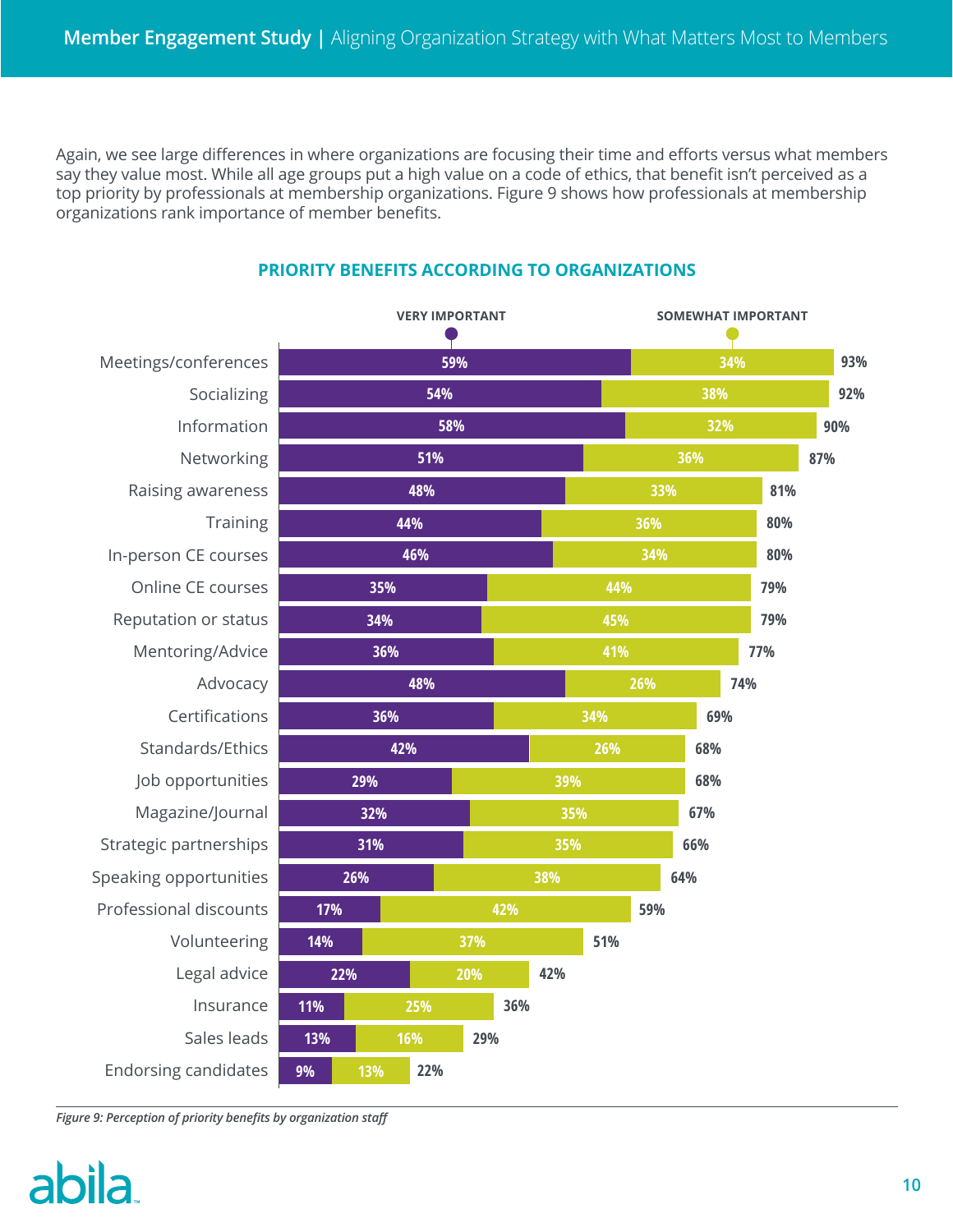Again, we see large differences in where organizations are focusing their time and efforts versus what members say they value most. While all age groups put a high value on a code of ethics, that benefit isn't perceived as a top priority by professionals at membership organizations. Figure 9 shows how professionals at membership organizations rank importance of member benefits.

## PRIORITY BENEFITS ACCORDING TO ORGANIZATIONS

| Benefit | Very Important | Somewhat Important | Total |
|---|---|---|---|
| Meetings/conferences | 59% | 34% | 93% |
| Socializing | 54% | 38% | 92% |
| Information | 58% | 32% | 90% |
| Networking | 51% | 36% | 87% |
| Raising awareness | 48% | 33% | 81% |
| Training | 44% | 36% | 80% |
| In-person CE courses | 46% | 34% | 80% |
| Online CE courses | 35% | 44% | 79% |
| Reputation or status | 34% | 45% | 79% |
| Mentoring/Advice | 36% | 41% | 77% |
| Advocacy | 48% | 26% | 74% |
| Certifications | 36% | 34% | 69% |
| Standards/Ethics | 42% | 26% | 68% |
| Job opportunities | 29% | 39% | 68% |
| Magazine/Journal | 32% | 35% | 67% |
| Strategic partnerships | 31% | 35% | 66% |
| Speaking opportunities | 26% | 38% | 64% |
| Professional discounts | 17% | 42% | 59% |
| Volunteering | 14% | 37% | 51% |
| Legal advice | 22% | 20% | 42% |
| Insurance | 11% | 25% | 36% |
| Sales leads | 13% | 16% | 29% |
| Endorsing candidates | 9% | 13% | 22% |

*Figure 9: Perception of priority benefits by organization staff*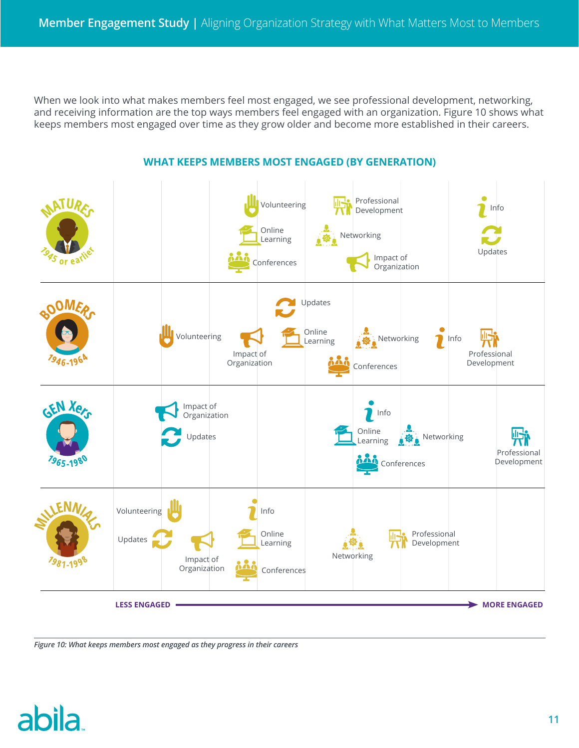When we look into what makes members feel most engaged, we see professional development, networking, and receiving information are the top ways members feel engaged with an organization. Figure 10 shows what keeps members most engaged over time as they grow older and become more established in their careers.

## WHAT KEEPS MEMBERS MOST ENGAGED (BY GENERATION)

| Generation | Less engaged → More engaged |
|---|---|
| MATURES (1945 or earlier) | Volunteering, Online Learning, Conferences, Networking, Impact of Organization, Professional Development, Info, Updates |
| BOOMERS (1946-1964) | Volunteering, Impact of Organization, Updates, Online Learning, Conferences, Networking, Info, Professional Development |
| GEN Xers (1965-1980) | Impact of Organization, Updates, Online Learning, Conferences, Info, Networking, Professional Development |
| MILLENNIALS (1981-1998) | Volunteering, Updates, Impact of Organization, Info, Online Learning, Conferences, Networking, Professional Development |

LESS ENGAGED → MORE ENGAGED

*Figure 10: What keeps members most engaged as they progress in their careers*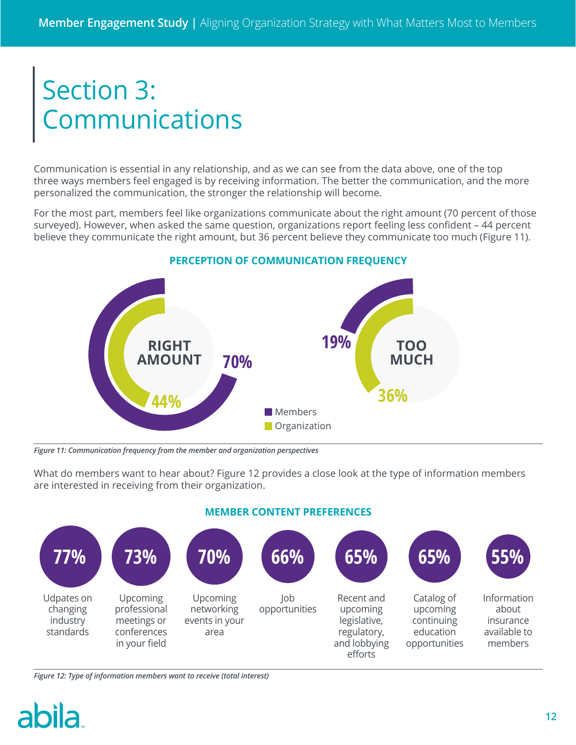# Section 3: Communications

Communication is essential in any relationship, and as we can see from the data above, one of the top three ways members feel engaged is by receiving information. The better the communication, and the more personalized the communication, the stronger the relationship will become.

For the most part, members feel like organizations communicate about the right amount (70 percent of those surveyed). However, when asked the same question, organizations report feeling less confident – 44 percent believe they communicate the right amount, but 36 percent believe they communicate too much (Figure 11).

**PERCEPTION OF COMMUNICATION FREQUENCY**

| | Members | Organization |
|---|---|---|
| RIGHT AMOUNT | 70% | 44% |
| TOO MUCH | 19% | 36% |

*Figure 11: Communication frequency from the member and organization perspectives*

What do members want to hear about? Figure 12 provides a close look at the type of information members are interested in receiving from their organization.

**MEMBER CONTENT PREFERENCES**

| Type of information | Interest |
|---|---|
| Udpates on changing industry standards | 77% |
| Upcoming professional meetings or conferences in your field | 73% |
| Upcoming networking events in your area | 70% |
| Job opportunities | 66% |
| Recent and upcoming legislative, regulatory, and lobbying efforts | 65% |
| Catalog of upcoming continuing education opportunities | 65% |
| Information about insurance available to members | 55% |

*Figure 12: Type of information members want to receive (total interest)*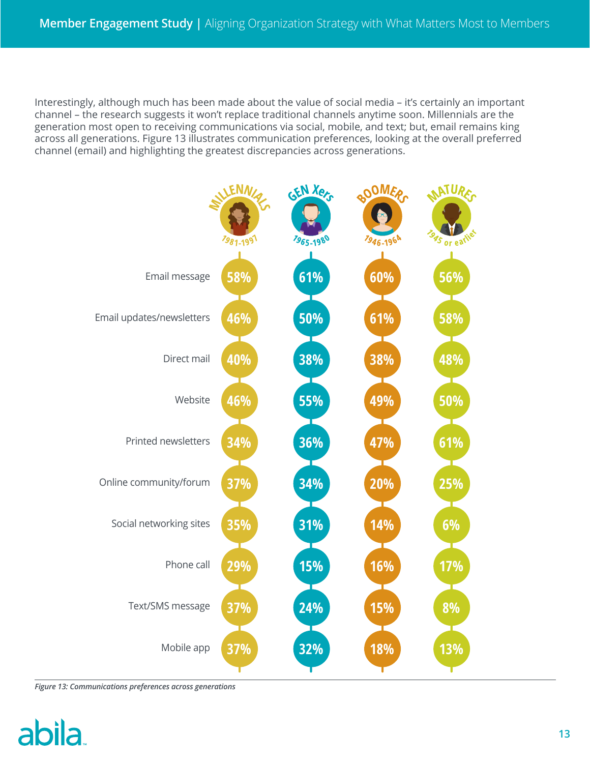Interestingly, although much has been made about the value of social media – it's certainly an important channel – the research suggests it won't replace traditional channels anytime soon. Millennials are the generation most open to receiving communications via social, mobile, and text; but, email remains king across all generations. Figure 13 illustrates communication preferences, looking at the overall preferred channel (email) and highlighting the greatest discrepancies across generations.

| | Millennials (1981-1997) | Gen Xers (1965-1980) | Boomers (1946-1964) | Matures (1945 or earlier) |
|---|---|---|---|---|
| Email message | 58% | 61% | 60% | 56% |
| Email updates/newsletters | 46% | 50% | 61% | 58% |
| Direct mail | 40% | 38% | 38% | 48% |
| Website | 46% | 55% | 49% | 50% |
| Printed newsletters | 34% | 36% | 47% | 61% |
| Online community/forum | 37% | 34% | 20% | 25% |
| Social networking sites | 35% | 31% | 14% | 6% |
| Phone call | 29% | 15% | 16% | 17% |
| Text/SMS message | 37% | 24% | 15% | 8% |
| Mobile app | 37% | 32% | 18% | 13% |

*Figure 13: Communications preferences across generations*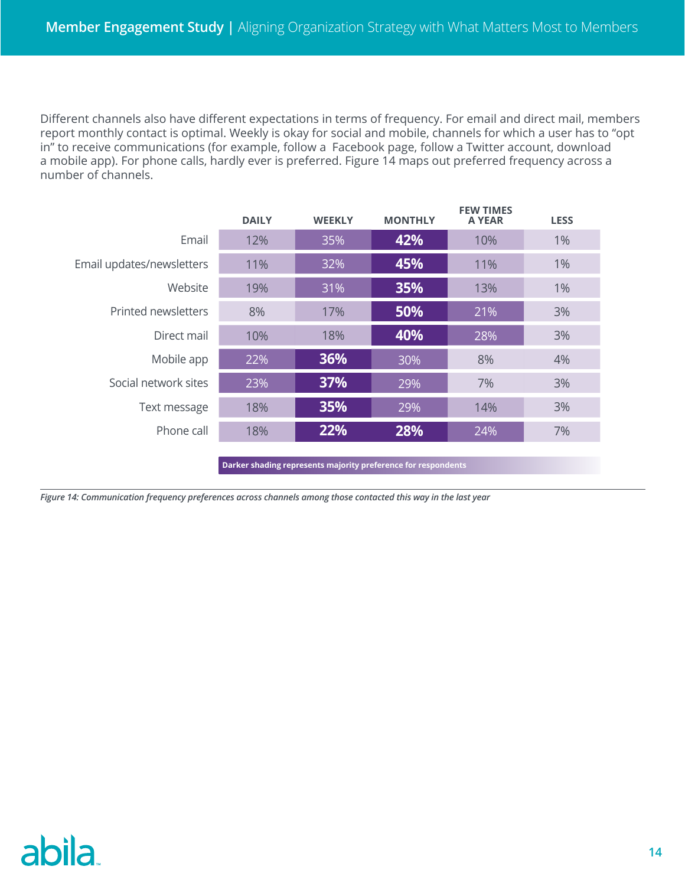Different channels also have different expectations in terms of frequency. For email and direct mail, members report monthly contact is optimal. Weekly is okay for social and mobile, channels for which a user has to "opt in" to receive communications (for example, follow a Facebook page, follow a Twitter account, download a mobile app). For phone calls, hardly ever is preferred. Figure 14 maps out preferred frequency across a number of channels.

| | DAILY | WEEKLY | MONTHLY | FEW TIMES A YEAR | LESS |
|---|---|---|---|---|---|
| Email | 12% | 35% | **42%** | 10% | 1% |
| Email updates/newsletters | 11% | 32% | **45%** | 11% | 1% |
| Website | 19% | 31% | **35%** | 13% | 1% |
| Printed newsletters | 8% | 17% | **50%** | 21% | 3% |
| Direct mail | 10% | 18% | **40%** | 28% | 3% |
| Mobile app | 22% | **36%** | 30% | 8% | 4% |
| Social network sites | 23% | **37%** | 29% | 7% | 3% |
| Text message | 18% | **35%** | 29% | 14% | 3% |
| Phone call | 18% | **22%** | **28%** | 24% | 7% |

**Darker shading represents majority preference for respondents**

*Figure 14: Communication frequency preferences across channels among those contacted this way in the last year*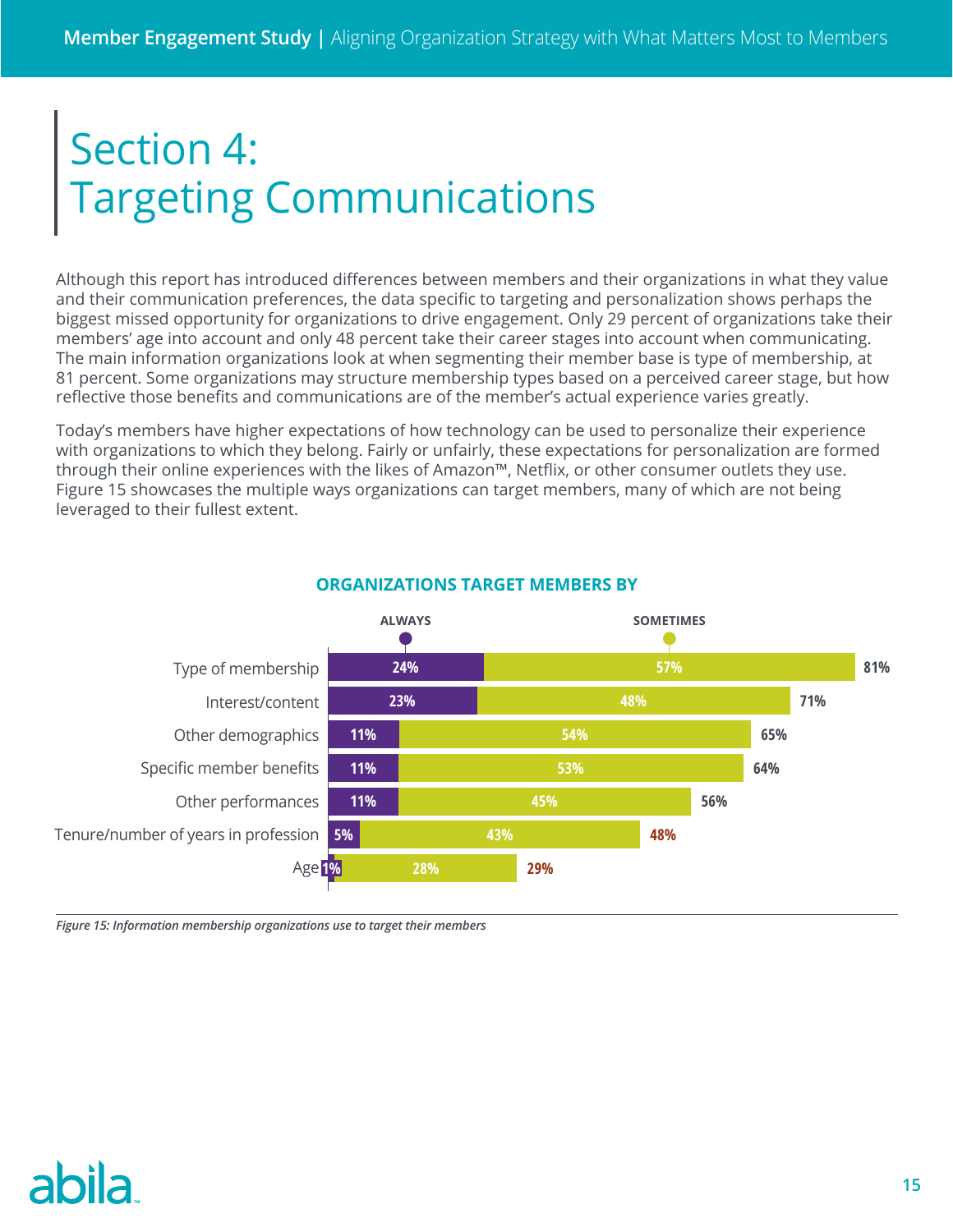# Section 4: Targeting Communications

Although this report has introduced differences between members and their organizations in what they value and their communication preferences, the data specific to targeting and personalization shows perhaps the biggest missed opportunity for organizations to drive engagement. Only 29 percent of organizations take their members' age into account and only 48 percent take their career stages into account when communicating. The main information organizations look at when segmenting their member base is type of membership, at 81 percent. Some organizations may structure membership types based on a perceived career stage, but how reflective those benefits and communications are of the member's actual experience varies greatly.

Today's members have higher expectations of how technology can be used to personalize their experience with organizations to which they belong. Fairly or unfairly, these expectations for personalization are formed through their online experiences with the likes of Amazon™, Netflix, or other consumer outlets they use. Figure 15 showcases the multiple ways organizations can target members, many of which are not being leveraged to their fullest extent.

**ORGANIZATIONS TARGET MEMBERS BY**

| | Always | Sometimes | Total |
|---|---|---|---|
| Type of membership | 24% | 57% | 81% |
| Interest/content | 23% | 48% | 71% |
| Other demographics | 11% | 54% | 65% |
| Specific member benefits | 11% | 53% | 64% |
| Other performances | 11% | 45% | 56% |
| Tenure/number of years in profession | 5% | 43% | 48% |
| Age | 1% | 28% | 29% |

*Figure 15: Information membership organizations use to target their members*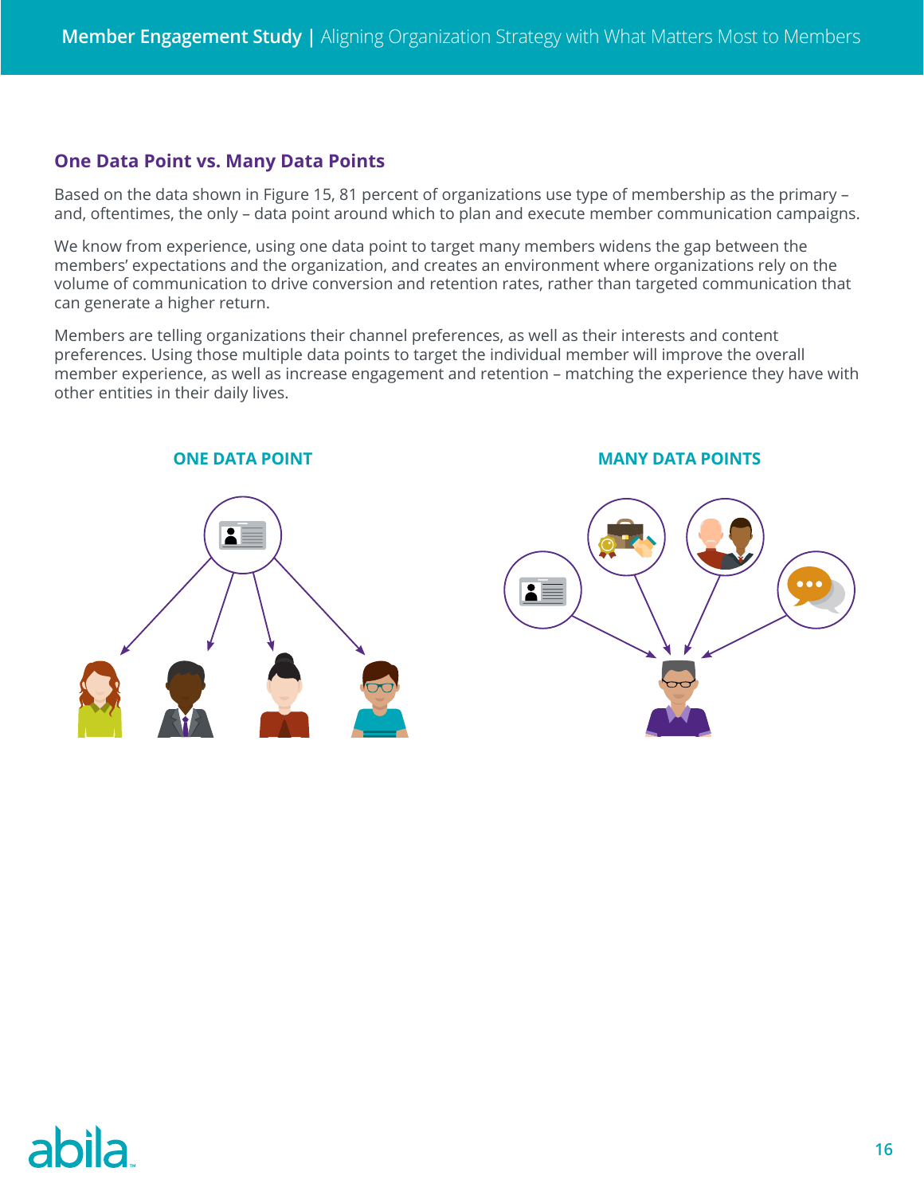## One Data Point vs. Many Data Points

Based on the data shown in Figure 15, 81 percent of organizations use type of membership as the primary – and, oftentimes, the only – data point around which to plan and execute member communication campaigns.

We know from experience, using one data point to target many members widens the gap between the members' expectations and the organization, and creates an environment where organizations rely on the volume of communication to drive conversion and retention rates, rather than targeted communication that can generate a higher return.

Members are telling organizations their channel preferences, as well as their interests and content preferences. Using those multiple data points to target the individual member will improve the overall member experience, as well as increase engagement and retention – matching the experience they have with other entities in their daily lives.

**ONE DATA POINT**

**MANY DATA POINTS**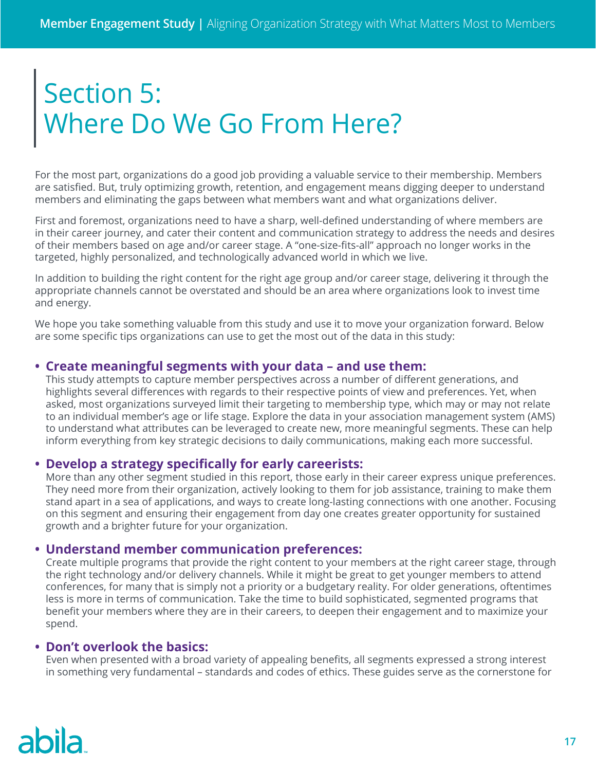# Section 5: Where Do We Go From Here?

For the most part, organizations do a good job providing a valuable service to their membership. Members are satisfied. But, truly optimizing growth, retention, and engagement means digging deeper to understand members and eliminating the gaps between what members want and what organizations deliver.

First and foremost, organizations need to have a sharp, well-defined understanding of where members are in their career journey, and cater their content and communication strategy to address the needs and desires of their members based on age and/or career stage. A "one-size-fits-all" approach no longer works in the targeted, highly personalized, and technologically advanced world in which we live.

In addition to building the right content for the right age group and/or career stage, delivering it through the appropriate channels cannot be overstated and should be an area where organizations look to invest time and energy.

We hope you take something valuable from this study and use it to move your organization forward. Below are some specific tips organizations can use to get the most out of the data in this study:

- **Create meaningful segments with your data – and use them:**
  This study attempts to capture member perspectives across a number of different generations, and highlights several differences with regards to their respective points of view and preferences. Yet, when asked, most organizations surveyed limit their targeting to membership type, which may or may not relate to an individual member's age or life stage. Explore the data in your association management system (AMS) to understand what attributes can be leveraged to create new, more meaningful segments. These can help inform everything from key strategic decisions to daily communications, making each more successful.

- **Develop a strategy specifically for early careerists:**
  More than any other segment studied in this report, those early in their career express unique preferences. They need more from their organization, actively looking to them for job assistance, training to make them stand apart in a sea of applications, and ways to create long-lasting connections with one another. Focusing on this segment and ensuring their engagement from day one creates greater opportunity for sustained growth and a brighter future for your organization.

- **Understand member communication preferences:**
  Create multiple programs that provide the right content to your members at the right career stage, through the right technology and/or delivery channels. While it might be great to get younger members to attend conferences, for many that is simply not a priority or a budgetary reality. For older generations, oftentimes less is more in terms of communication. Take the time to build sophisticated, segmented programs that benefit your members where they are in their careers, to deepen their engagement and to maximize your spend.

- **Don't overlook the basics:**
  Even when presented with a broad variety of appealing benefits, all segments expressed a strong interest in something very fundamental – standards and codes of ethics. These guides serve as the cornerstone for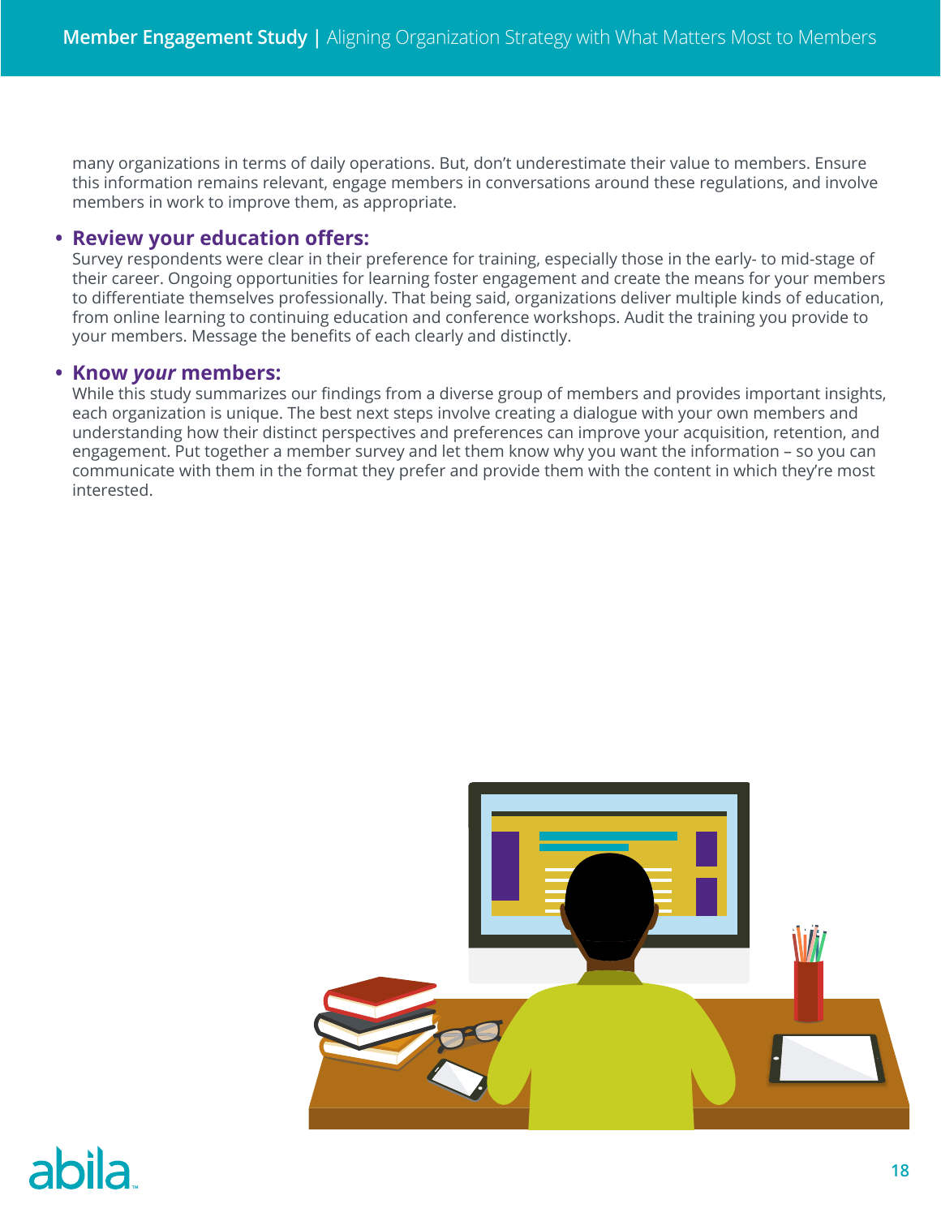many organizations in terms of daily operations. But, don't underestimate their value to members. Ensure this information remains relevant, engage members in conversations around these regulations, and involve members in work to improve them, as appropriate.

- **Review your education offers:**
  Survey respondents were clear in their preference for training, especially those in the early- to mid-stage of their career. Ongoing opportunities for learning foster engagement and create the means for your members to differentiate themselves professionally. That being said, organizations deliver multiple kinds of education, from online learning to continuing education and conference workshops. Audit the training you provide to your members. Message the benefits of each clearly and distinctly.

- **Know *your* members:**
  While this study summarizes our findings from a diverse group of members and provides important insights, each organization is unique. The best next steps involve creating a dialogue with your own members and understanding how their distinct perspectives and preferences can improve your acquisition, retention, and engagement. Put together a member survey and let them know why you want the information – so you can communicate with them in the format they prefer and provide them with the content in which they're most interested.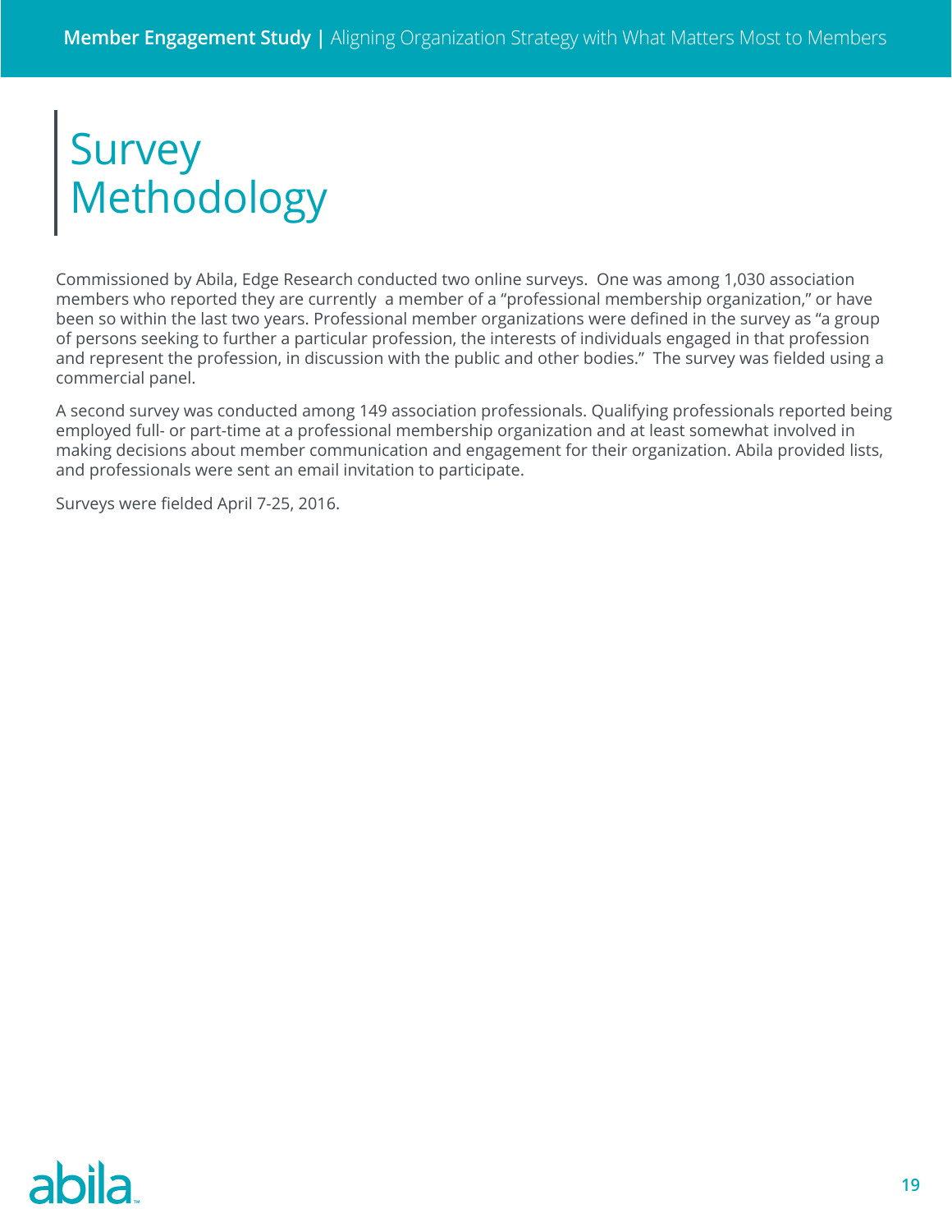# Survey Methodology

Commissioned by Abila, Edge Research conducted two online surveys. One was among 1,030 association members who reported they are currently a member of a "professional membership organization," or have been so within the last two years. Professional member organizations were defined in the survey as "a group of persons seeking to further a particular profession, the interests of individuals engaged in that profession and represent the profession, in discussion with the public and other bodies." The survey was fielded using a commercial panel.

A second survey was conducted among 149 association professionals. Qualifying professionals reported being employed full- or part-time at a professional membership organization and at least somewhat involved in making decisions about member communication and engagement for their organization. Abila provided lists, and professionals were sent an email invitation to participate.

Surveys were fielded April 7-25, 2016.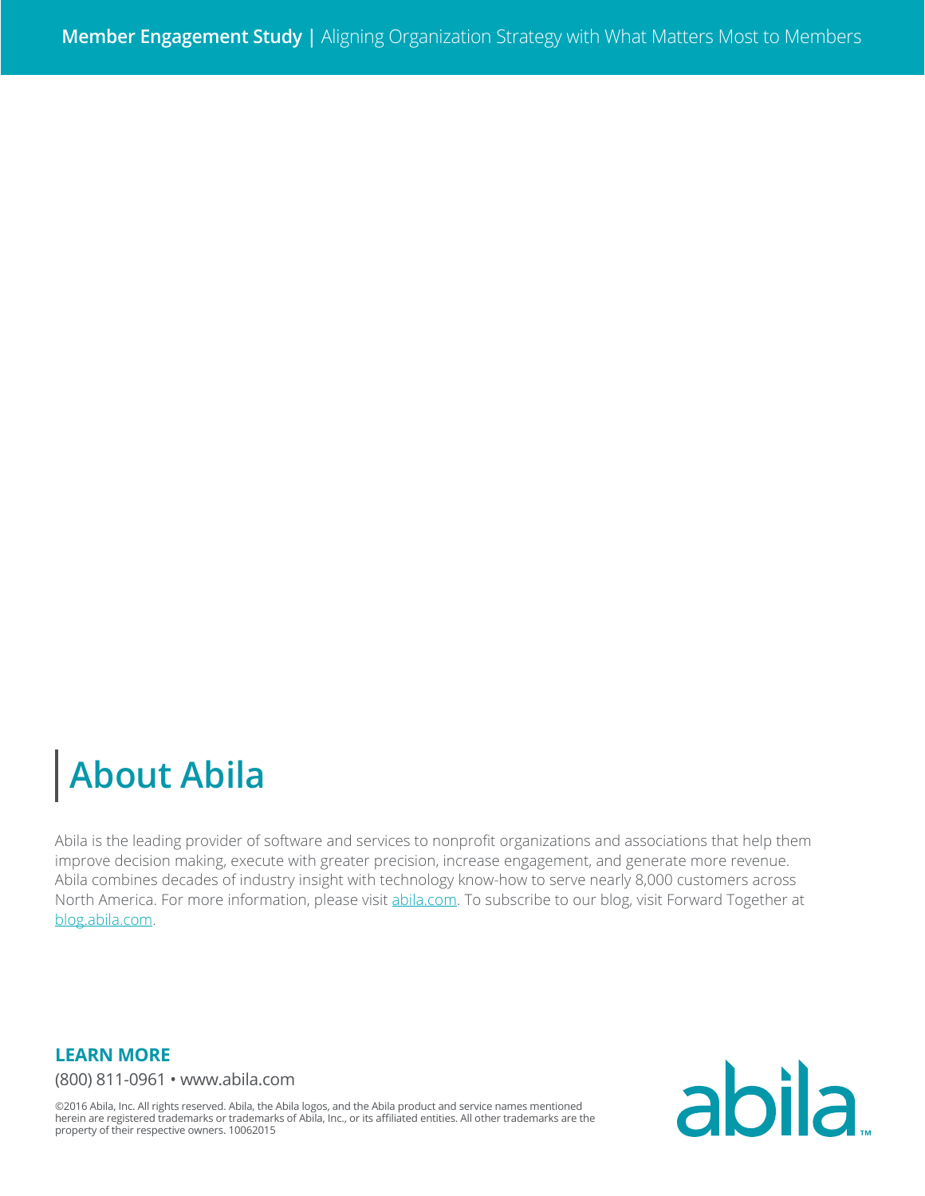# About Abila

Abila is the leading provider of software and services to nonprofit organizations and associations that help them improve decision making, execute with greater precision, increase engagement, and generate more revenue. Abila combines decades of industry insight with technology know-how to serve nearly 8,000 customers across North America. For more information, please visit abila.com. To subscribe to our blog, visit Forward Together at blog.abila.com.

**LEARN MORE**

(800) 811-0961 • www.abila.com

©2016 Abila, Inc. All rights reserved. Abila, the Abila logos, and the Abila product and service names mentioned herein are registered trademarks or trademarks of Abila, Inc., or its affiliated entities. All other trademarks are the property of their respective owners. 10062015

abila™